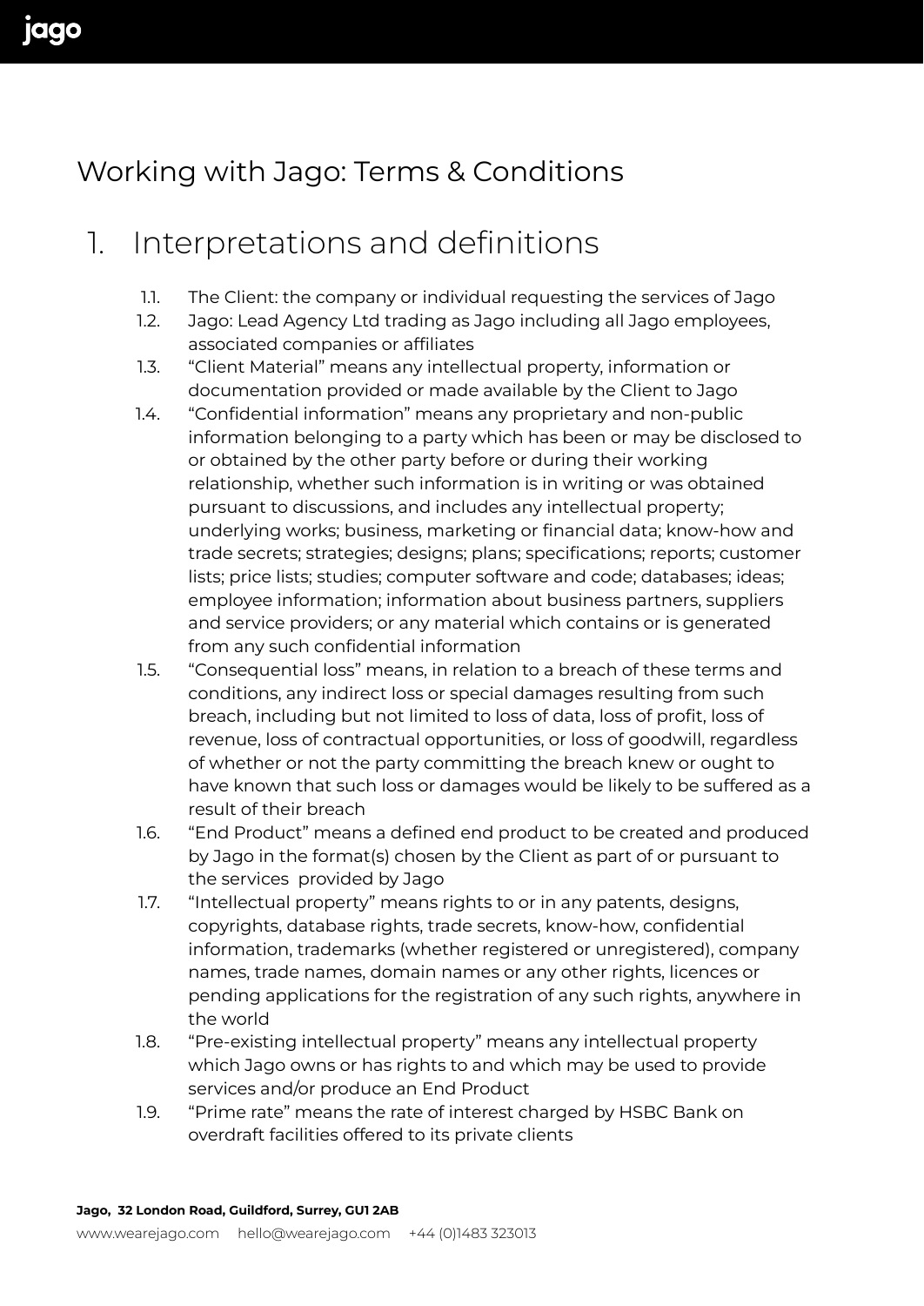# Working with Jago: Terms & Conditions

## 1. Interpretations and definitions

1.1. The Client: the company or individual requesting the services of Jago

1.2. Jago: Lead Agency Ltd trading as Jago including all Jago employees, associated companies or affiliates

1.3. "Client Material" means any intellectual property, information or documentation provided or made available by the Client to Jago

1.4. "Confidential information" means any proprietary and non-public information belonging to a party which has been or may be disclosed to or obtained by the other party before or during their working relationship, whether such information is in writing or was obtained pursuant to discussions, and includes any intellectual property; underlying works; business, marketing or financial data; know-how and trade secrets; strategies; designs; plans; specifications; reports; customer lists; price lists; studies; computer software and code; databases; ideas; employee information; information about business partners, suppliers and service providers; or any material which contains or is generated from any such confidential information

1.5. "Consequential loss" means, in relation to a breach of these terms and conditions, any indirect loss or special damages resulting from such breach, including but not limited to loss of data, loss of profit, loss of revenue, loss of contractual opportunities, or loss of goodwill, regardless of whether or not the party committing the breach knew or ought to have known that such loss or damages would be likely to be suffered as a result of their breach

1.6. "End Product" means a defined end product to be created and produced by Jago in the format(s) chosen by the Client as part of or pursuant to the services provided by Jago

1.7. "Intellectual property" means rights to or in any patents, designs, copyrights, database rights, trade secrets, know-how, confidential information, trademarks (whether registered or unregistered), company names, trade names, domain names or any other rights, licences or pending applications for the registration of any such rights, anywhere in the world

1.8. "Pre-existing intellectual property" means any intellectual property which Jago owns or has rights to and which may be used to provide services and/or produce an End Product

1.9. "Prime rate" means the rate of interest charged by HSBC Bank on overdraft facilities offered to its private clients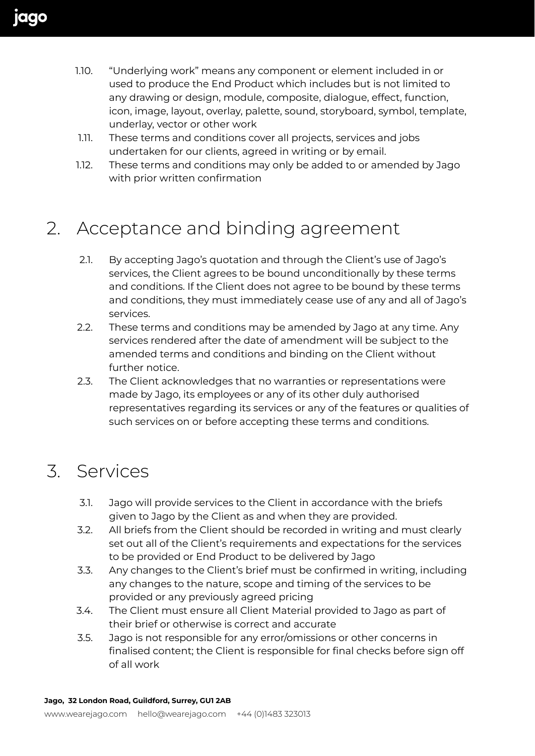1.10. "Underlying work" means any component or element included in or used to produce the End Product which includes but is not limited to any drawing or design, module, composite, dialogue, effect, function, icon, image, layout, overlay, palette, sound, storyboard, symbol, template, underlay, vector or other work

1.11. These terms and conditions cover all projects, services and jobs undertaken for our clients, agreed in writing or by email.

1.12. These terms and conditions may only be added to or amended by Jago with prior written confirmation

# 2. Acceptance and binding agreement

2.1. By accepting Jago's quotation and through the Client's use of Jago's services, the Client agrees to be bound unconditionally by these terms and conditions. If the Client does not agree to be bound by these terms and conditions, they must immediately cease use of any and all of Jago's services.

2.2. These terms and conditions may be amended by Jago at any time. Any services rendered after the date of amendment will be subject to the amended terms and conditions and binding on the Client without further notice.

2.3. The Client acknowledges that no warranties or representations were made by Jago, its employees or any of its other duly authorised representatives regarding its services or any of the features or qualities of such services on or before accepting these terms and conditions.

# 3. Services

3.1. Jago will provide services to the Client in accordance with the briefs given to Jago by the Client as and when they are provided.

3.2. All briefs from the Client should be recorded in writing and must clearly set out all of the Client's requirements and expectations for the services to be provided or End Product to be delivered by Jago

3.3. Any changes to the Client's brief must be confirmed in writing, including any changes to the nature, scope and timing of the services to be provided or any previously agreed pricing

3.4. The Client must ensure all Client Material provided to Jago as part of their brief or otherwise is correct and accurate

3.5. Jago is not responsible for any error/omissions or other concerns in finalised content; the Client is responsible for final checks before sign off of all work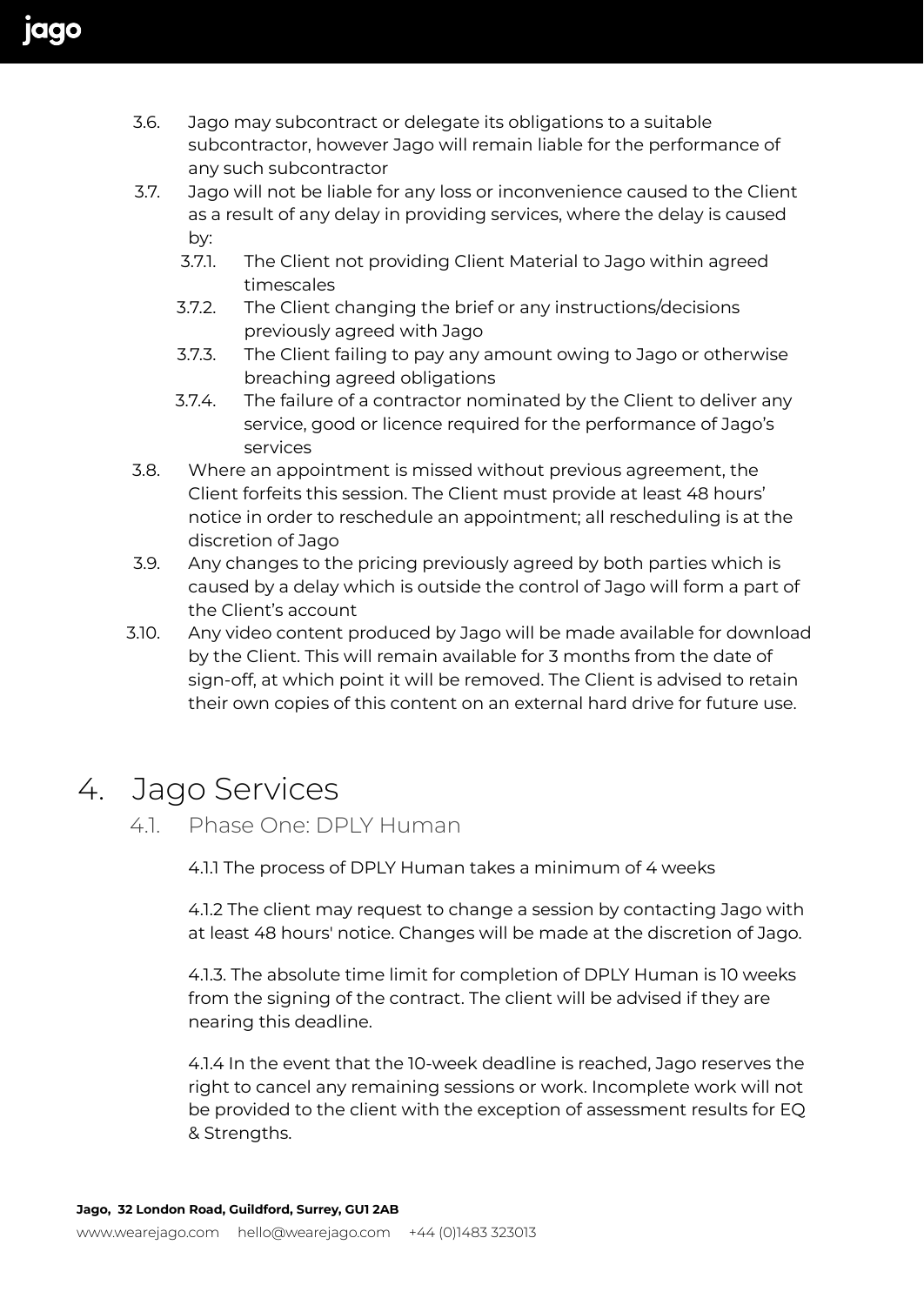3.6. Jago may subcontract or delegate its obligations to a suitable subcontractor, however Jago will remain liable for the performance of any such subcontractor

3.7. Jago will not be liable for any loss or inconvenience caused to the Client as a result of any delay in providing services, where the delay is caused by:

   3.7.1. The Client not providing Client Material to Jago within agreed timescales

   3.7.2. The Client changing the brief or any instructions/decisions previously agreed with Jago

   3.7.3. The Client failing to pay any amount owing to Jago or otherwise breaching agreed obligations

   3.7.4. The failure of a contractor nominated by the Client to deliver any service, good or licence required for the performance of Jago's services

3.8. Where an appointment is missed without previous agreement, the Client forfeits this session. The Client must provide at least 48 hours' notice in order to reschedule an appointment; all rescheduling is at the discretion of Jago

3.9. Any changes to the pricing previously agreed by both parties which is caused by a delay which is outside the control of Jago will form a part of the Client's account

3.10. Any video content produced by Jago will be made available for download by the Client. This will remain available for 3 months from the date of sign-off, at which point it will be removed. The Client is advised to retain their own copies of this content on an external hard drive for future use.

# 4. Jago Services

## 4.1. Phase One: DPLY Human

4.1.1 The process of DPLY Human takes a minimum of 4 weeks

4.1.2 The client may request to change a session by contacting Jago with at least 48 hours' notice. Changes will be made at the discretion of Jago.

4.1.3. The absolute time limit for completion of DPLY Human is 10 weeks from the signing of the contract. The client will be advised if they are nearing this deadline.

4.1.4 In the event that the 10-week deadline is reached, Jago reserves the right to cancel any remaining sessions or work. Incomplete work will not be provided to the client with the exception of assessment results for EQ & Strengths.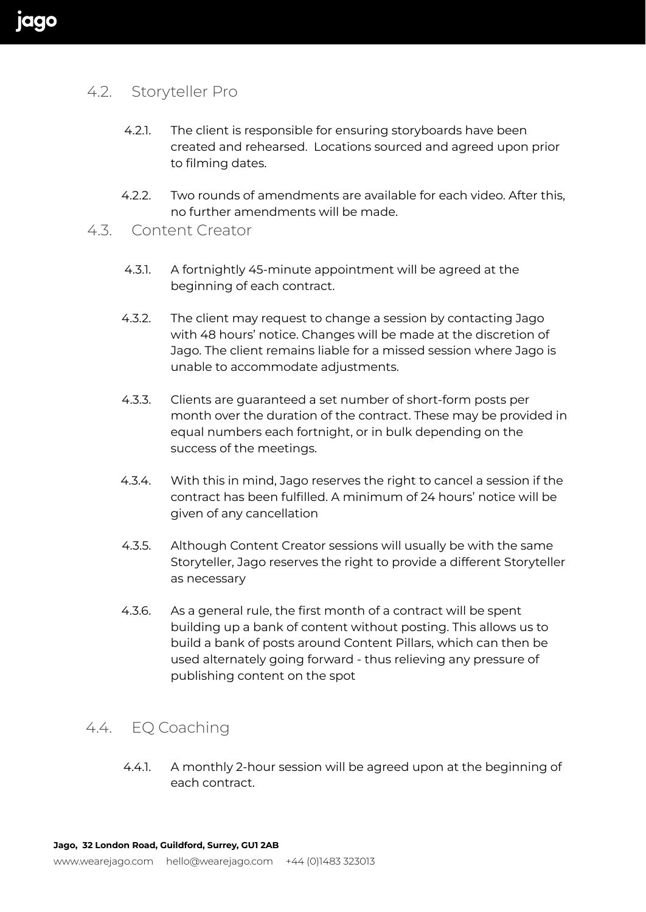## 4.2. Storyteller Pro

4.2.1. The client is responsible for ensuring storyboards have been created and rehearsed. Locations sourced and agreed upon prior to filming dates.

4.2.2. Two rounds of amendments are available for each video. After this, no further amendments will be made.

## 4.3. Content Creator

4.3.1. A fortnightly 45-minute appointment will be agreed at the beginning of each contract.

4.3.2. The client may request to change a session by contacting Jago with 48 hours' notice. Changes will be made at the discretion of Jago. The client remains liable for a missed session where Jago is unable to accommodate adjustments.

4.3.3. Clients are guaranteed a set number of short-form posts per month over the duration of the contract. These may be provided in equal numbers each fortnight, or in bulk depending on the success of the meetings.

4.3.4. With this in mind, Jago reserves the right to cancel a session if the contract has been fulfilled. A minimum of 24 hours' notice will be given of any cancellation

4.3.5. Although Content Creator sessions will usually be with the same Storyteller, Jago reserves the right to provide a different Storyteller as necessary

4.3.6. As a general rule, the first month of a contract will be spent building up a bank of content without posting. This allows us to build a bank of posts around Content Pillars, which can then be used alternately going forward - thus relieving any pressure of publishing content on the spot

## 4.4. EQ Coaching

4.4.1. A monthly 2-hour session will be agreed upon at the beginning of each contract.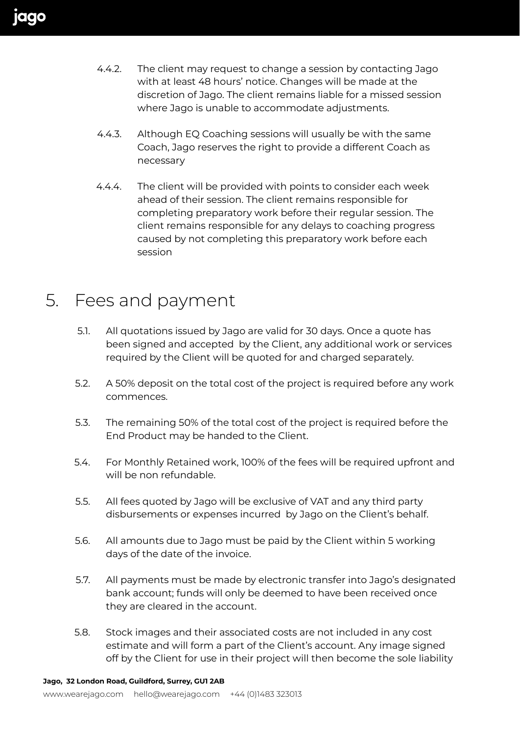4.4.2. The client may request to change a session by contacting Jago with at least 48 hours' notice. Changes will be made at the discretion of Jago. The client remains liable for a missed session where Jago is unable to accommodate adjustments.

4.4.3. Although EQ Coaching sessions will usually be with the same Coach, Jago reserves the right to provide a different Coach as necessary

4.4.4. The client will be provided with points to consider each week ahead of their session. The client remains responsible for completing preparatory work before their regular session. The client remains responsible for any delays to coaching progress caused by not completing this preparatory work before each session

# 5. Fees and payment

5.1. All quotations issued by Jago are valid for 30 days. Once a quote has been signed and accepted by the Client, any additional work or services required by the Client will be quoted for and charged separately.

5.2. A 50% deposit on the total cost of the project is required before any work commences.

5.3. The remaining 50% of the total cost of the project is required before the End Product may be handed to the Client.

5.4. For Monthly Retained work, 100% of the fees will be required upfront and will be non refundable.

5.5. All fees quoted by Jago will be exclusive of VAT and any third party disbursements or expenses incurred by Jago on the Client's behalf.

5.6. All amounts due to Jago must be paid by the Client within 5 working days of the date of the invoice.

5.7. All payments must be made by electronic transfer into Jago's designated bank account; funds will only be deemed to have been received once they are cleared in the account.

5.8. Stock images and their associated costs are not included in any cost estimate and will form a part of the Client's account. Any image signed off by the Client for use in their project will then become the sole liability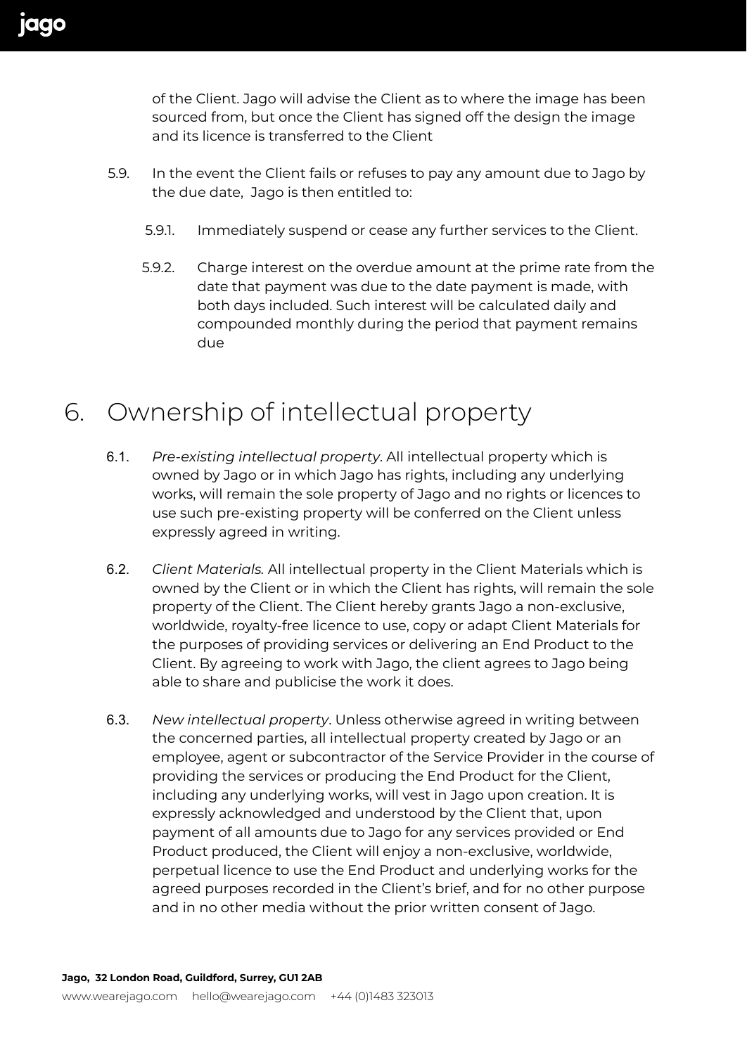of the Client. Jago will advise the Client as to where the image has been sourced from, but once the Client has signed off the design the image and its licence is transferred to the Client

5.9. In the event the Client fails or refuses to pay any amount due to Jago by the due date, Jago is then entitled to:

5.9.1. Immediately suspend or cease any further services to the Client.

5.9.2. Charge interest on the overdue amount at the prime rate from the date that payment was due to the date payment is made, with both days included. Such interest will be calculated daily and compounded monthly during the period that payment remains due

# 6. Ownership of intellectual property

6.1. *Pre-existing intellectual property*. All intellectual property which is owned by Jago or in which Jago has rights, including any underlying works, will remain the sole property of Jago and no rights or licences to use such pre-existing property will be conferred on the Client unless expressly agreed in writing.

6.2. *Client Materials.* All intellectual property in the Client Materials which is owned by the Client or in which the Client has rights, will remain the sole property of the Client. The Client hereby grants Jago a non-exclusive, worldwide, royalty-free licence to use, copy or adapt Client Materials for the purposes of providing services or delivering an End Product to the Client. By agreeing to work with Jago, the client agrees to Jago being able to share and publicise the work it does.

6.3. *New intellectual property*. Unless otherwise agreed in writing between the concerned parties, all intellectual property created by Jago or an employee, agent or subcontractor of the Service Provider in the course of providing the services or producing the End Product for the Client, including any underlying works, will vest in Jago upon creation. It is expressly acknowledged and understood by the Client that, upon payment of all amounts due to Jago for any services provided or End Product produced, the Client will enjoy a non-exclusive, worldwide, perpetual licence to use the End Product and underlying works for the agreed purposes recorded in the Client's brief, and for no other purpose and in no other media without the prior written consent of Jago.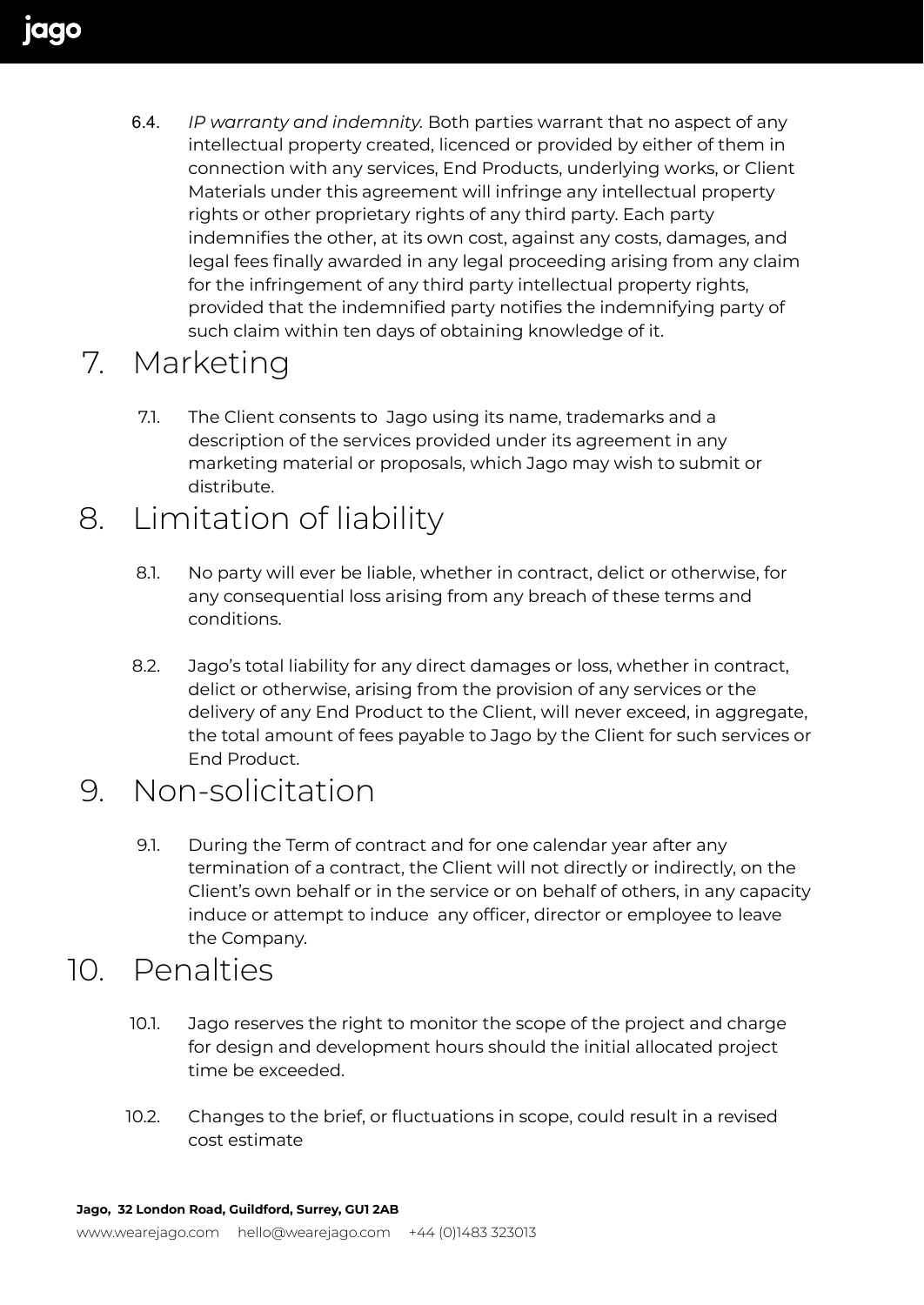6.4. *IP warranty and indemnity.* Both parties warrant that no aspect of any intellectual property created, licenced or provided by either of them in connection with any services, End Products, underlying works, or Client Materials under this agreement will infringe any intellectual property rights or other proprietary rights of any third party. Each party indemnifies the other, at its own cost, against any costs, damages, and legal fees finally awarded in any legal proceeding arising from any claim for the infringement of any third party intellectual property rights, provided that the indemnified party notifies the indemnifying party of such claim within ten days of obtaining knowledge of it.

# 7. Marketing

7.1. The Client consents to Jago using its name, trademarks and a description of the services provided under its agreement in any marketing material or proposals, which Jago may wish to submit or distribute.

# 8. Limitation of liability

8.1. No party will ever be liable, whether in contract, delict or otherwise, for any consequential loss arising from any breach of these terms and conditions.

8.2. Jago's total liability for any direct damages or loss, whether in contract, delict or otherwise, arising from the provision of any services or the delivery of any End Product to the Client, will never exceed, in aggregate, the total amount of fees payable to Jago by the Client for such services or End Product.

# 9. Non-solicitation

9.1. During the Term of contract and for one calendar year after any termination of a contract, the Client will not directly or indirectly, on the Client's own behalf or in the service or on behalf of others, in any capacity induce or attempt to induce any officer, director or employee to leave the Company.

# 10. Penalties

10.1. Jago reserves the right to monitor the scope of the project and charge for design and development hours should the initial allocated project time be exceeded.

10.2. Changes to the brief, or fluctuations in scope, could result in a revised cost estimate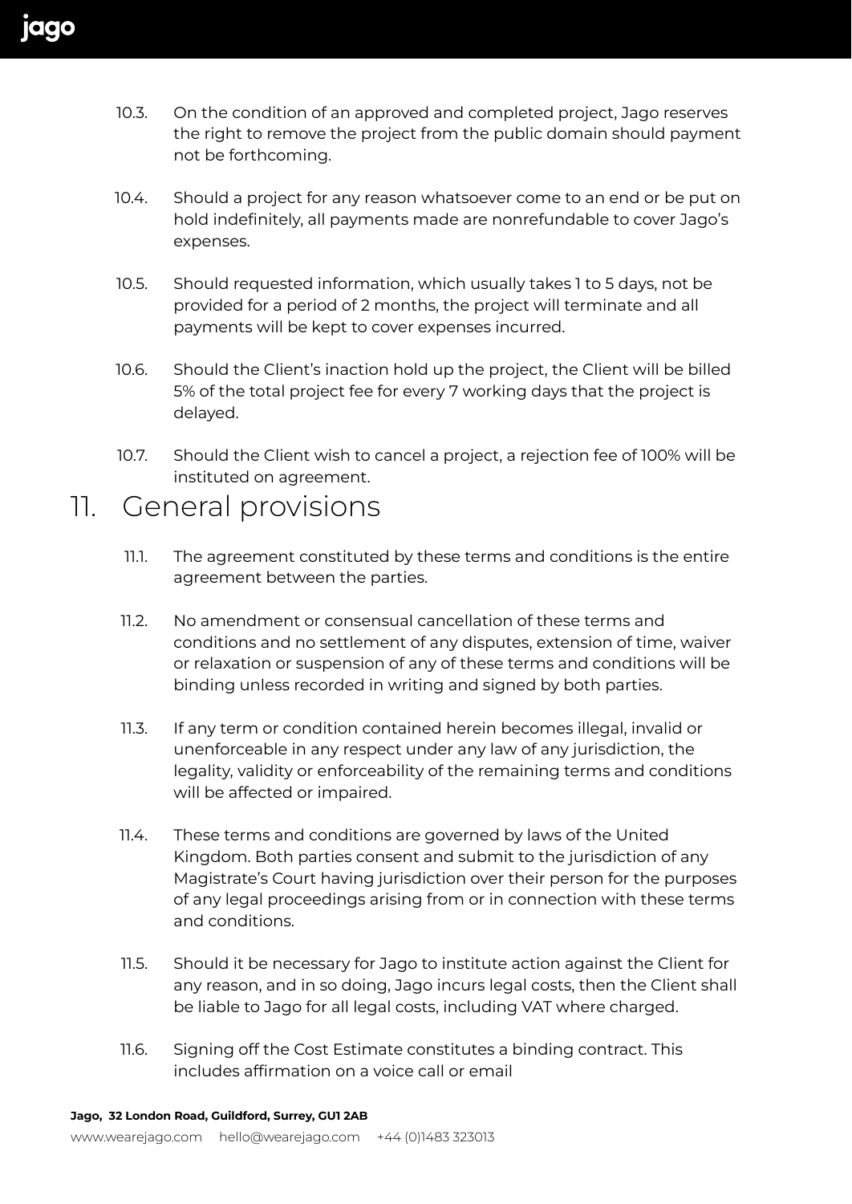10.3. On the condition of an approved and completed project, Jago reserves the right to remove the project from the public domain should payment not be forthcoming.

10.4. Should a project for any reason whatsoever come to an end or be put on hold indefinitely, all payments made are nonrefundable to cover Jago's expenses.

10.5. Should requested information, which usually takes 1 to 5 days, not be provided for a period of 2 months, the project will terminate and all payments will be kept to cover expenses incurred.

10.6. Should the Client's inaction hold up the project, the Client will be billed 5% of the total project fee for every 7 working days that the project is delayed.

10.7. Should the Client wish to cancel a project, a rejection fee of 100% will be instituted on agreement.

# 11. General provisions

11.1. The agreement constituted by these terms and conditions is the entire agreement between the parties.

11.2. No amendment or consensual cancellation of these terms and conditions and no settlement of any disputes, extension of time, waiver or relaxation or suspension of any of these terms and conditions will be binding unless recorded in writing and signed by both parties.

11.3. If any term or condition contained herein becomes illegal, invalid or unenforceable in any respect under any law of any jurisdiction, the legality, validity or enforceability of the remaining terms and conditions will be affected or impaired.

11.4. These terms and conditions are governed by laws of the United Kingdom. Both parties consent and submit to the jurisdiction of any Magistrate's Court having jurisdiction over their person for the purposes of any legal proceedings arising from or in connection with these terms and conditions.

11.5. Should it be necessary for Jago to institute action against the Client for any reason, and in so doing, Jago incurs legal costs, then the Client shall be liable to Jago for all legal costs, including VAT where charged.

11.6. Signing off the Cost Estimate constitutes a binding contract. This includes affirmation on a voice call or email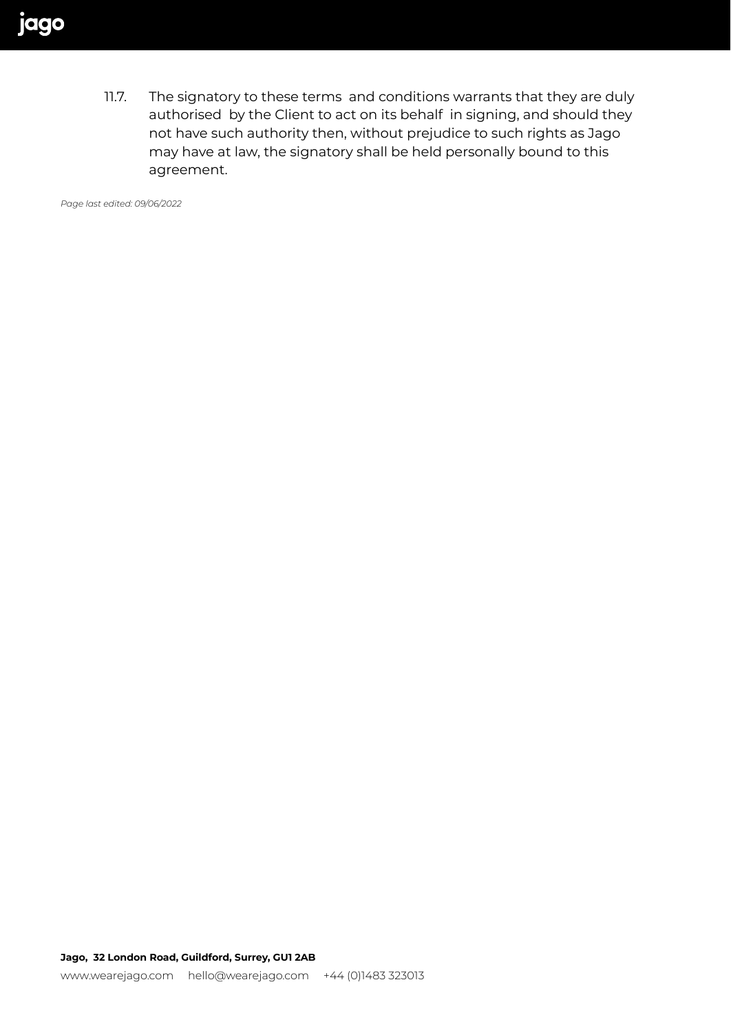11.7. The signatory to these terms and conditions warrants that they are duly authorised by the Client to act on its behalf in signing, and should they not have such authority then, without prejudice to such rights as Jago may have at law, the signatory shall be held personally bound to this agreement.

*Page last edited: 09/06/2022*